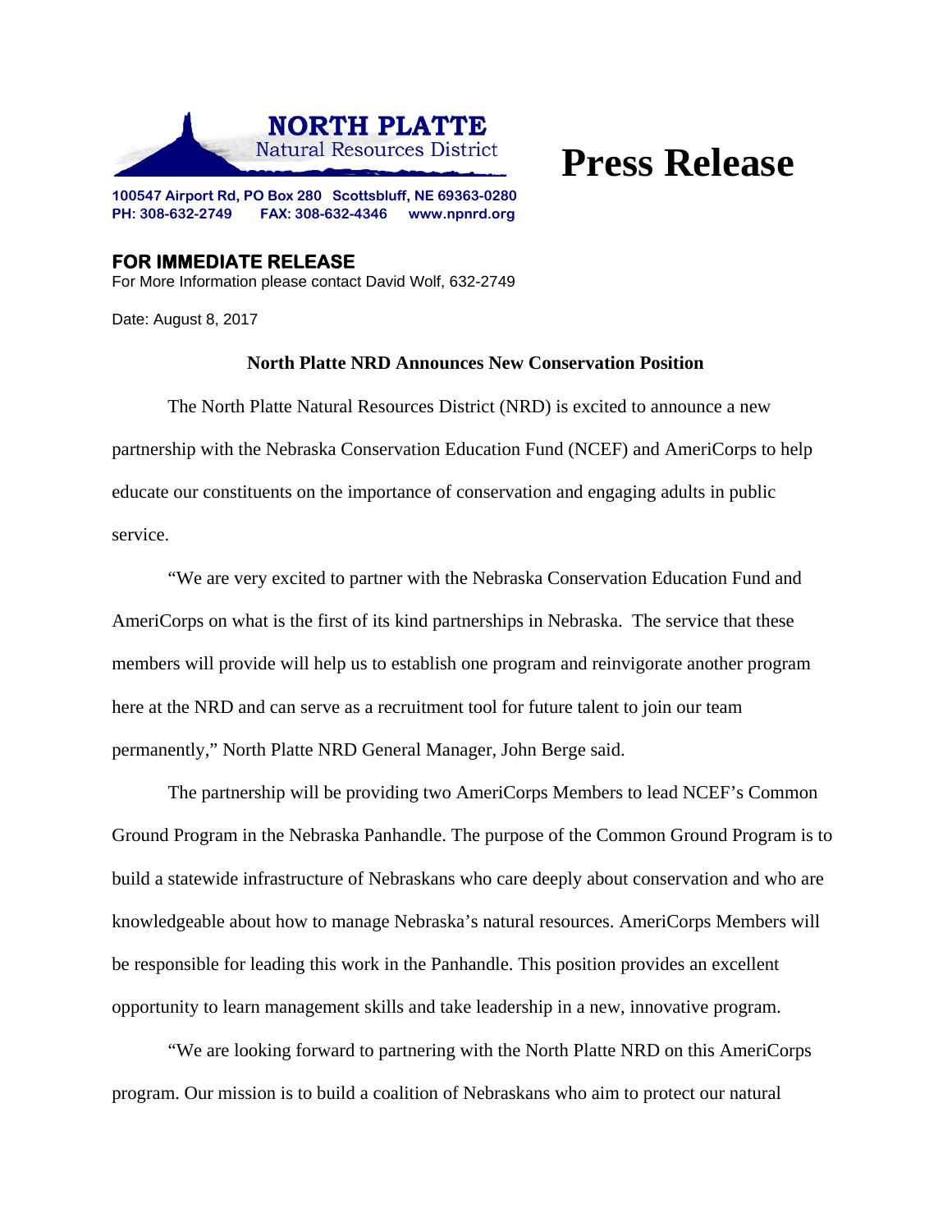**NORTH PLATTE**
Natural Resources District

# Press Release

**100547 Airport Rd, PO Box 280 Scottsbluff, NE 69363-0280**
**PH: 308-632-2749 FAX: 308-632-4346 www.npnrd.org**

**FOR IMMEDIATE RELEASE**
For More Information please contact David Wolf, 632-2749

Date: August 8, 2017

## North Platte NRD Announces New Conservation Position

The North Platte Natural Resources District (NRD) is excited to announce a new partnership with the Nebraska Conservation Education Fund (NCEF) and AmeriCorps to help educate our constituents on the importance of conservation and engaging adults in public service.

"We are very excited to partner with the Nebraska Conservation Education Fund and AmeriCorps on what is the first of its kind partnerships in Nebraska. The service that these members will provide will help us to establish one program and reinvigorate another program here at the NRD and can serve as a recruitment tool for future talent to join our team permanently," North Platte NRD General Manager, John Berge said.

The partnership will be providing two AmeriCorps Members to lead NCEF's Common Ground Program in the Nebraska Panhandle. The purpose of the Common Ground Program is to build a statewide infrastructure of Nebraskans who care deeply about conservation and who are knowledgeable about how to manage Nebraska's natural resources. AmeriCorps Members will be responsible for leading this work in the Panhandle. This position provides an excellent opportunity to learn management skills and take leadership in a new, innovative program.

"We are looking forward to partnering with the North Platte NRD on this AmeriCorps program. Our mission is to build a coalition of Nebraskans who aim to protect our natural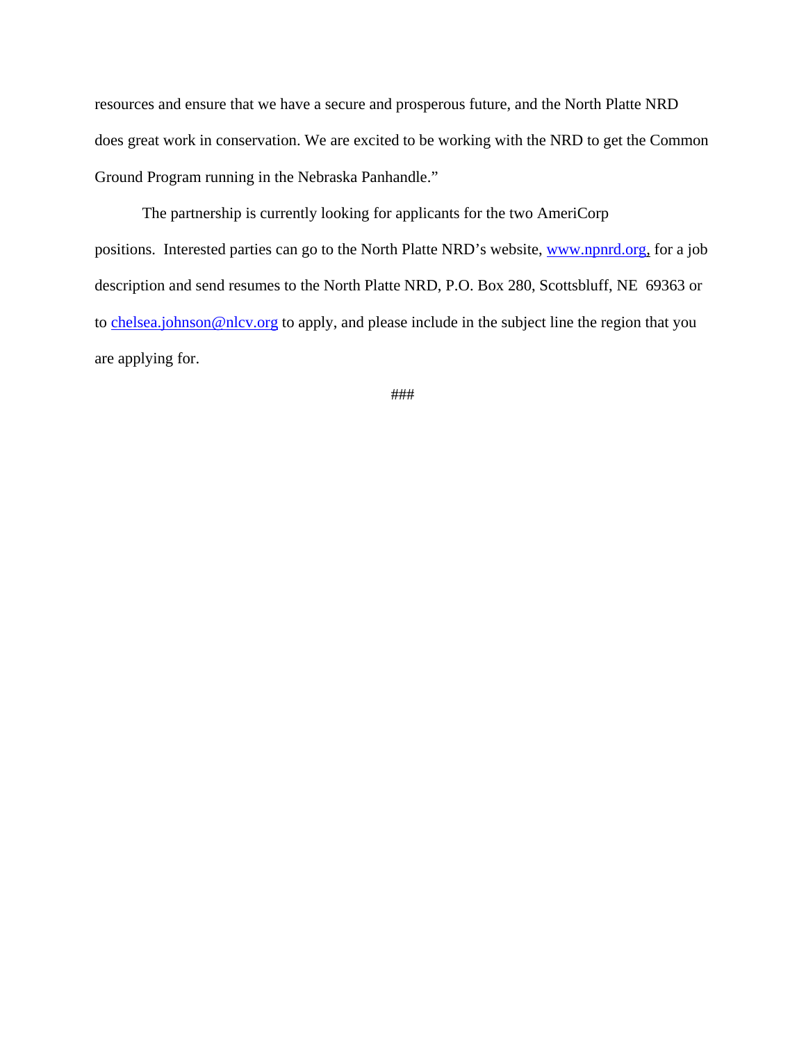resources and ensure that we have a secure and prosperous future, and the North Platte NRD does great work in conservation. We are excited to be working with the NRD to get the Common Ground Program running in the Nebraska Panhandle."

The partnership is currently looking for applicants for the two AmeriCorp positions. Interested parties can go to the North Platte NRD's website, www.npnrd.org, for a job description and send resumes to the North Platte NRD, P.O. Box 280, Scottsbluff, NE 69363 or to chelsea.johnson@nlcv.org to apply, and please include in the subject line the region that you are applying for.

###